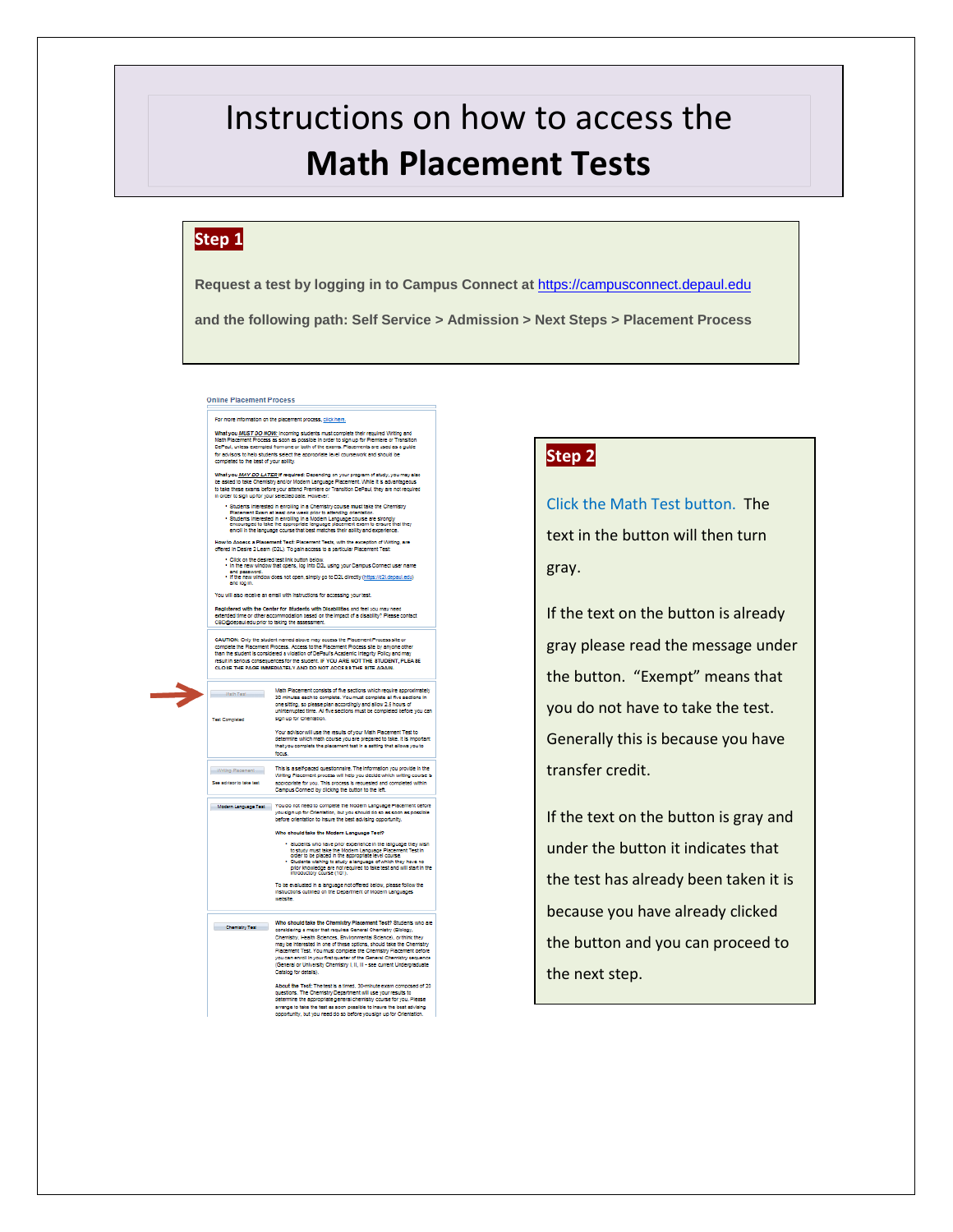# Instructions on how to access the **Math Placement Tests**

## Step 1

**Request a test by logging in to Campus Connect at https://campusconnect.depaul.edu**

**and the following path: Self Service > Admission > Next Steps > Placement Process**

## Step 2

Click the Math Test button. The text in the button will then turn gray.

If the text on the button is already gray please read the message under the button. "Exempt" means that you do not have to take the test. Generally this is because you have transfer credit.

If the text on the button is gray and under the button it indicates that the test has already been taken it is because you have already clicked the button and you can proceed to the next step.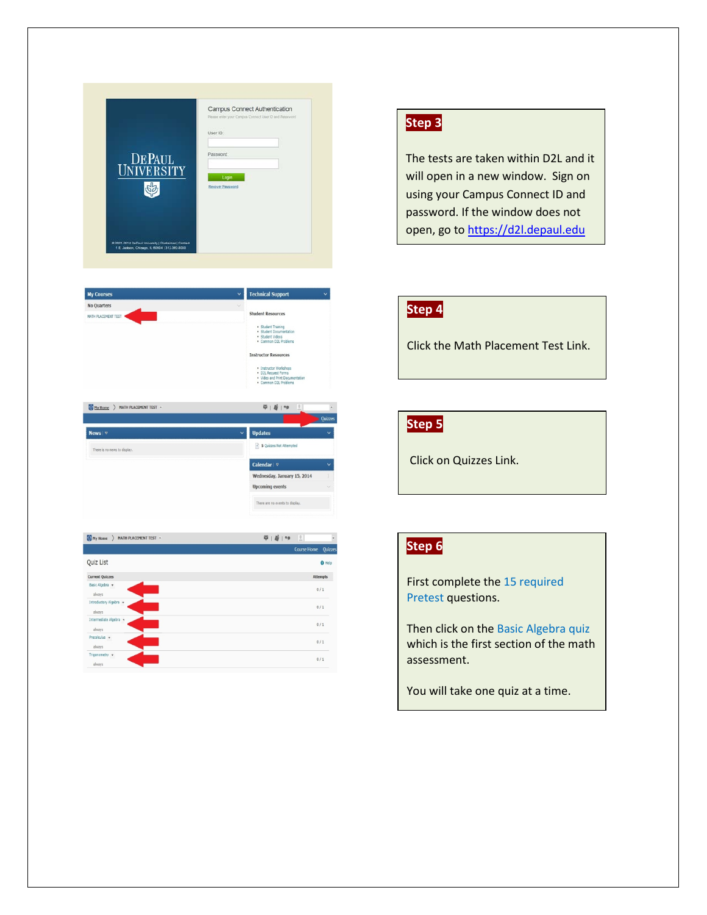**Step 3**

The tests are taken within D2L and it will open in a new window. Sign on using your Campus Connect ID and password. If the window does not open, go to https://d2l.depaul.edu

**Step 4**

Click the Math Placement Test Link.

**Step 5**

Click on Quizzes Link.

**Step 6**

First complete the 15 required Pretest questions.

Then click on the Basic Algebra quiz which is the first section of the math assessment.

You will take one quiz at a time.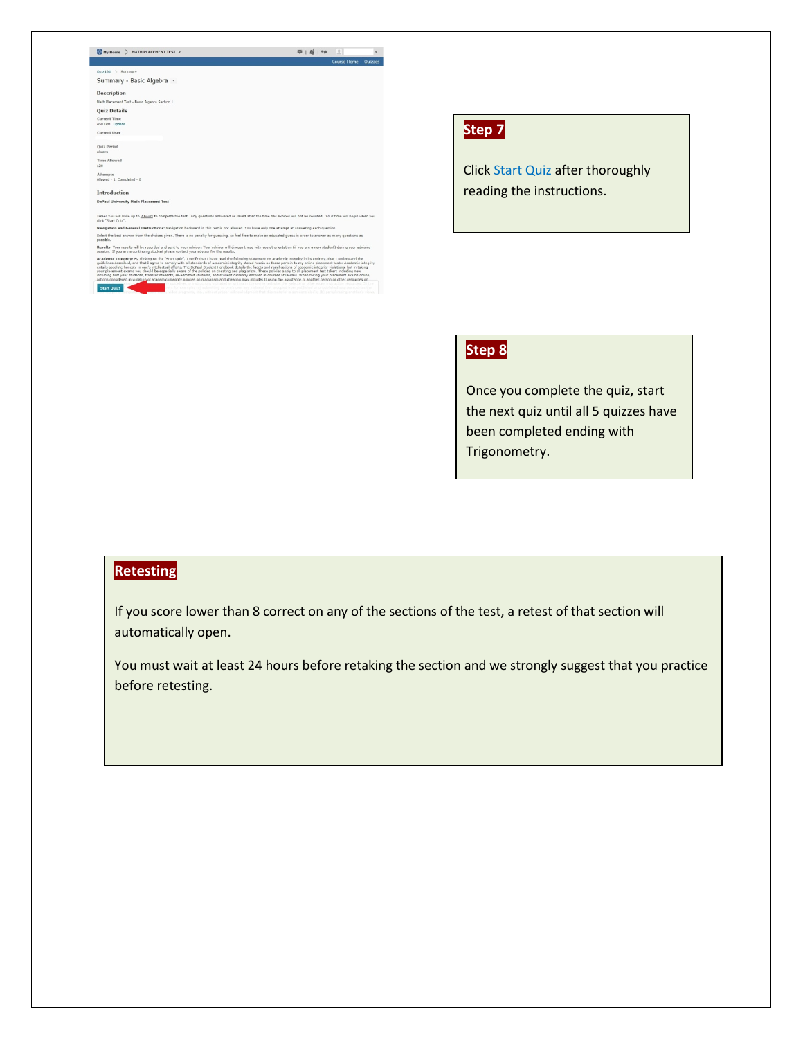## Step 7

Click Start Quiz after thoroughly reading the instructions.

## Step 8

Once you complete the quiz, start the next quiz until all 5 quizzes have been completed ending with Trigonometry.

## Retesting

If you score lower than 8 correct on any of the sections of the test, a retest of that section will automatically open.

You must wait at least 24 hours before retaking the section and we strongly suggest that you practice before retesting.